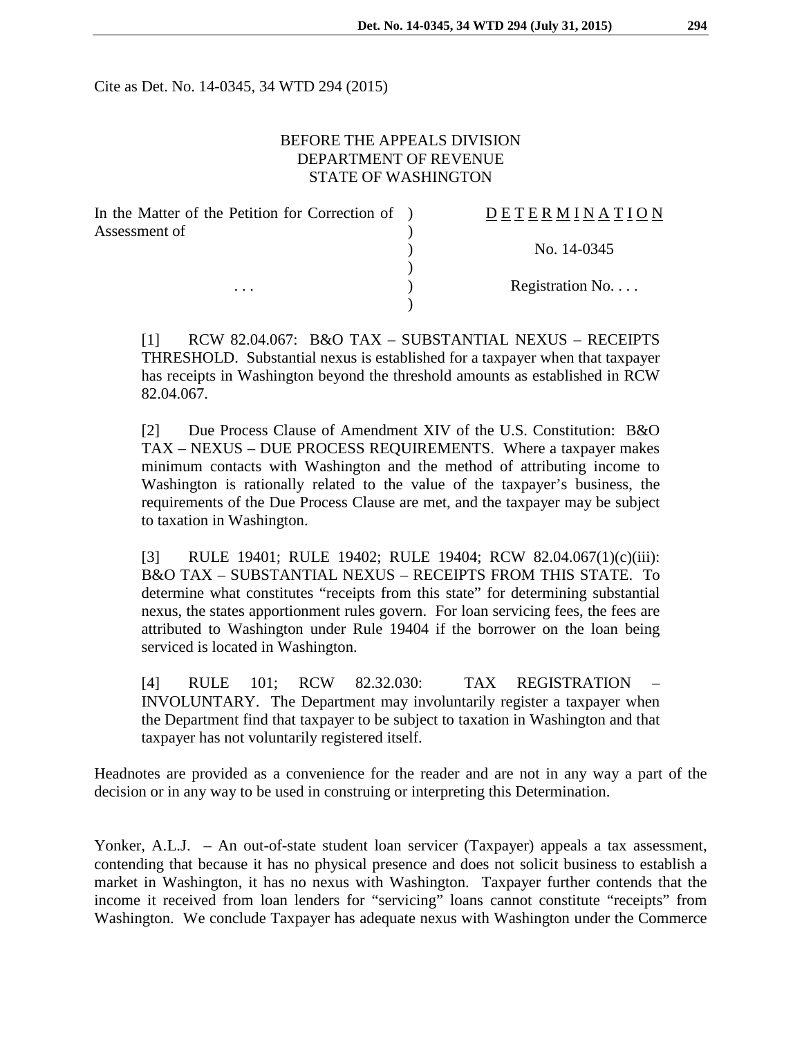Cite as Det. No. 14-0345, 34 WTD 294 (2015)

BEFORE THE APPEALS DIVISION
DEPARTMENT OF REVENUE
STATE OF WASHINGTON

| | |
|---|---|
| In the Matter of the Petition for Correction of Assessment of | D E T E R M I N A T I O N |
| | No. 14-0345 |
| . . . | Registration No. . . . |

[1] RCW 82.04.067: B&O TAX – SUBSTANTIAL NEXUS – RECEIPTS THRESHOLD. Substantial nexus is established for a taxpayer when that taxpayer has receipts in Washington beyond the threshold amounts as established in RCW 82.04.067.

[2] Due Process Clause of Amendment XIV of the U.S. Constitution: B&O TAX – NEXUS – DUE PROCESS REQUIREMENTS. Where a taxpayer makes minimum contacts with Washington and the method of attributing income to Washington is rationally related to the value of the taxpayer's business, the requirements of the Due Process Clause are met, and the taxpayer may be subject to taxation in Washington.

[3] RULE 19401; RULE 19402; RULE 19404; RCW 82.04.067(1)(c)(iii): B&O TAX – SUBSTANTIAL NEXUS – RECEIPTS FROM THIS STATE. To determine what constitutes "receipts from this state" for determining substantial nexus, the states apportionment rules govern. For loan servicing fees, the fees are attributed to Washington under Rule 19404 if the borrower on the loan being serviced is located in Washington.

[4] RULE 101; RCW 82.32.030: TAX REGISTRATION – INVOLUNTARY. The Department may involuntarily register a taxpayer when the Department find that taxpayer to be subject to taxation in Washington and that taxpayer has not voluntarily registered itself.

Headnotes are provided as a convenience for the reader and are not in any way a part of the decision or in any way to be used in construing or interpreting this Determination.

Yonker, A.L.J. – An out-of-state student loan servicer (Taxpayer) appeals a tax assessment, contending that because it has no physical presence and does not solicit business to establish a market in Washington, it has no nexus with Washington. Taxpayer further contends that the income it received from loan lenders for "servicing" loans cannot constitute "receipts" from Washington. We conclude Taxpayer has adequate nexus with Washington under the Commerce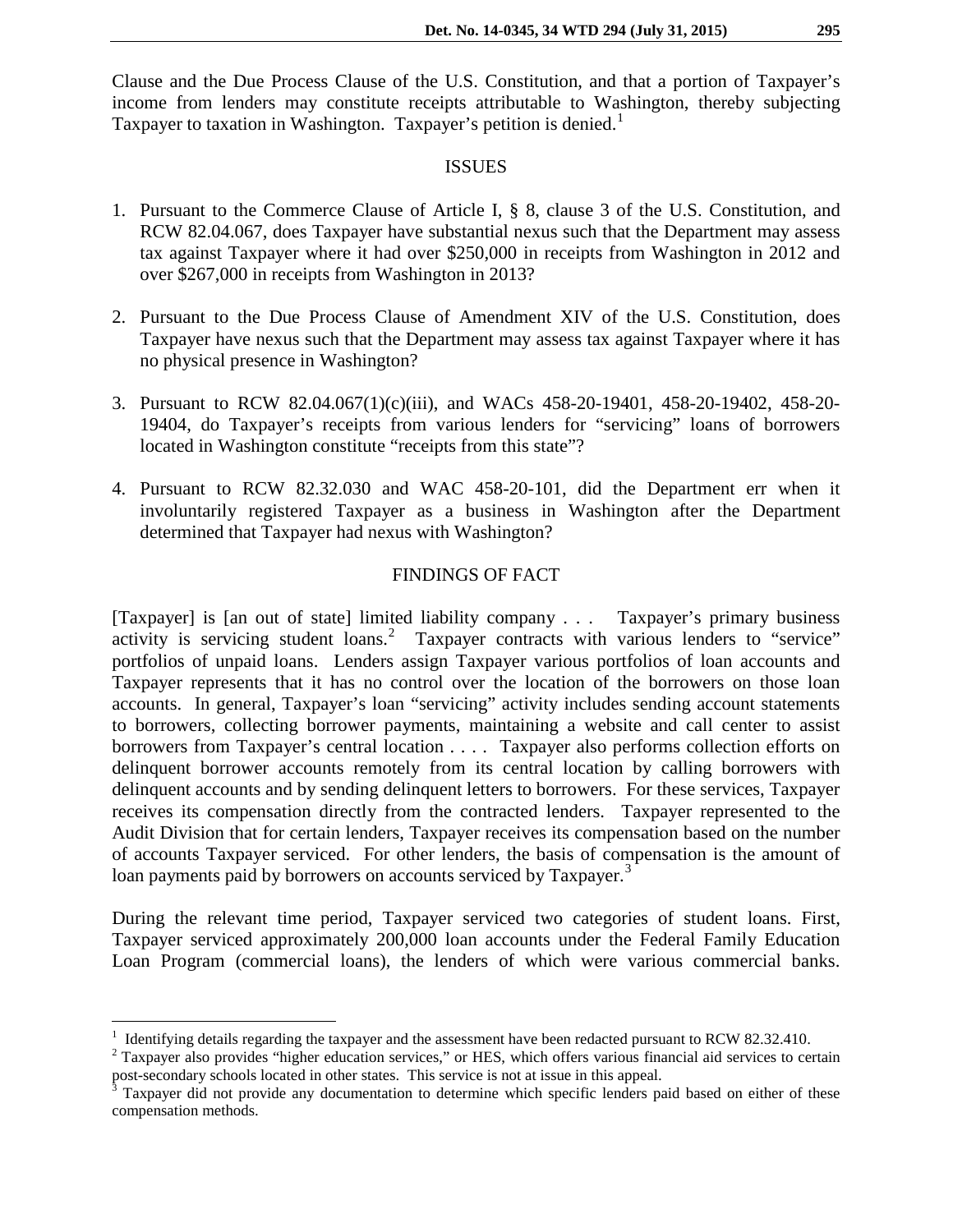Clause and the Due Process Clause of the U.S. Constitution, and that a portion of Taxpayer's income from lenders may constitute receipts attributable to Washington, thereby subjecting Taxpayer to taxation in Washington. Taxpayer's petition is denied.[1]

## ISSUES

1. Pursuant to the Commerce Clause of Article I, § 8, clause 3 of the U.S. Constitution, and RCW 82.04.067, does Taxpayer have substantial nexus such that the Department may assess tax against Taxpayer where it had over $250,000 in receipts from Washington in 2012 and over $267,000 in receipts from Washington in 2013?

2. Pursuant to the Due Process Clause of Amendment XIV of the U.S. Constitution, does Taxpayer have nexus such that the Department may assess tax against Taxpayer where it has no physical presence in Washington?

3. Pursuant to RCW 82.04.067(1)(c)(iii), and WACs 458-20-19401, 458-20-19402, 458-20-19404, do Taxpayer's receipts from various lenders for "servicing" loans of borrowers located in Washington constitute "receipts from this state"?

4. Pursuant to RCW 82.32.030 and WAC 458-20-101, did the Department err when it involuntarily registered Taxpayer as a business in Washington after the Department determined that Taxpayer had nexus with Washington?

## FINDINGS OF FACT

[Taxpayer] is [an out of state] limited liability company . . . Taxpayer's primary business activity is servicing student loans.[2] Taxpayer contracts with various lenders to "service" portfolios of unpaid loans. Lenders assign Taxpayer various portfolios of loan accounts and Taxpayer represents that it has no control over the location of the borrowers on those loan accounts. In general, Taxpayer's loan "servicing" activity includes sending account statements to borrowers, collecting borrower payments, maintaining a website and call center to assist borrowers from Taxpayer's central location . . . . Taxpayer also performs collection efforts on delinquent borrower accounts remotely from its central location by calling borrowers with delinquent accounts and by sending delinquent letters to borrowers. For these services, Taxpayer receives its compensation directly from the contracted lenders. Taxpayer represented to the Audit Division that for certain lenders, Taxpayer receives its compensation based on the number of accounts Taxpayer serviced. For other lenders, the basis of compensation is the amount of loan payments paid by borrowers on accounts serviced by Taxpayer.[3]

During the relevant time period, Taxpayer serviced two categories of student loans. First, Taxpayer serviced approximately 200,000 loan accounts under the Federal Family Education Loan Program (commercial loans), the lenders of which were various commercial banks.

---

[1] Identifying details regarding the taxpayer and the assessment have been redacted pursuant to RCW 82.32.410.

[2] Taxpayer also provides "higher education services," or HES, which offers various financial aid services to certain post-secondary schools located in other states. This service is not at issue in this appeal.

[3] Taxpayer did not provide any documentation to determine which specific lenders paid based on either of these compensation methods.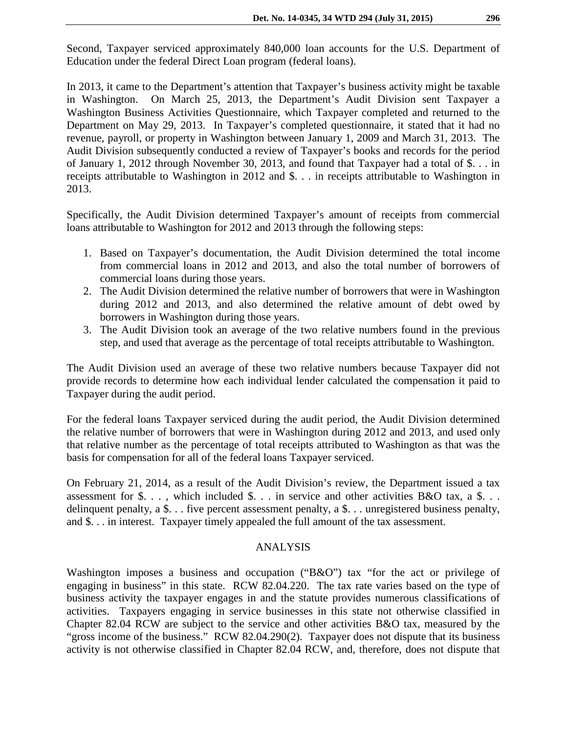Second, Taxpayer serviced approximately 840,000 loan accounts for the U.S. Department of Education under the federal Direct Loan program (federal loans).

In 2013, it came to the Department's attention that Taxpayer's business activity might be taxable in Washington. On March 25, 2013, the Department's Audit Division sent Taxpayer a Washington Business Activities Questionnaire, which Taxpayer completed and returned to the Department on May 29, 2013. In Taxpayer's completed questionnaire, it stated that it had no revenue, payroll, or property in Washington between January 1, 2009 and March 31, 2013. The Audit Division subsequently conducted a review of Taxpayer's books and records for the period of January 1, 2012 through November 30, 2013, and found that Taxpayer had a total of $. . . in receipts attributable to Washington in 2012 and $. . . in receipts attributable to Washington in 2013.

Specifically, the Audit Division determined Taxpayer's amount of receipts from commercial loans attributable to Washington for 2012 and 2013 through the following steps:

1. Based on Taxpayer's documentation, the Audit Division determined the total income from commercial loans in 2012 and 2013, and also the total number of borrowers of commercial loans during those years.
2. The Audit Division determined the relative number of borrowers that were in Washington during 2012 and 2013, and also determined the relative amount of debt owed by borrowers in Washington during those years.
3. The Audit Division took an average of the two relative numbers found in the previous step, and used that average as the percentage of total receipts attributable to Washington.

The Audit Division used an average of these two relative numbers because Taxpayer did not provide records to determine how each individual lender calculated the compensation it paid to Taxpayer during the audit period.

For the federal loans Taxpayer serviced during the audit period, the Audit Division determined the relative number of borrowers that were in Washington during 2012 and 2013, and used only that relative number as the percentage of total receipts attributed to Washington as that was the basis for compensation for all of the federal loans Taxpayer serviced.

On February 21, 2014, as a result of the Audit Division's review, the Department issued a tax assessment for $. . . , which included $. . . in service and other activities B&O tax, a $. . . delinquent penalty, a $. . . five percent assessment penalty, a $. . . unregistered business penalty, and $. . . in interest. Taxpayer timely appealed the full amount of the tax assessment.

## ANALYSIS

Washington imposes a business and occupation ("B&O") tax "for the act or privilege of engaging in business" in this state. RCW 82.04.220. The tax rate varies based on the type of business activity the taxpayer engages in and the statute provides numerous classifications of activities. Taxpayers engaging in service businesses in this state not otherwise classified in Chapter 82.04 RCW are subject to the service and other activities B&O tax, measured by the "gross income of the business." RCW 82.04.290(2). Taxpayer does not dispute that its business activity is not otherwise classified in Chapter 82.04 RCW, and, therefore, does not dispute that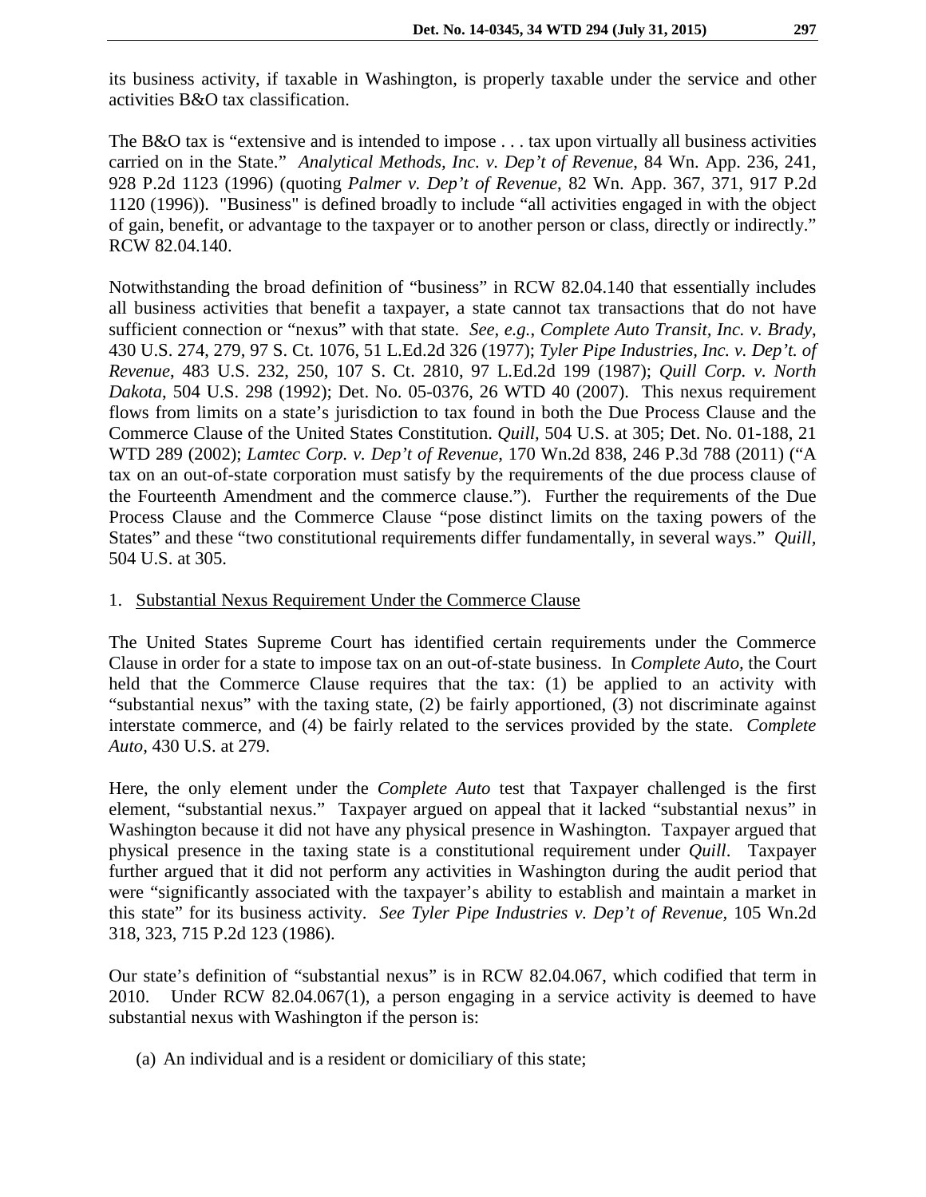its business activity, if taxable in Washington, is properly taxable under the service and other activities B&O tax classification.

The B&O tax is "extensive and is intended to impose . . . tax upon virtually all business activities carried on in the State." *Analytical Methods, Inc. v. Dep't of Revenue*, 84 Wn. App. 236, 241, 928 P.2d 1123 (1996) (quoting *Palmer v. Dep't of Revenue*, 82 Wn. App. 367, 371, 917 P.2d 1120 (1996)). "Business" is defined broadly to include "all activities engaged in with the object of gain, benefit, or advantage to the taxpayer or to another person or class, directly or indirectly." RCW 82.04.140.

Notwithstanding the broad definition of "business" in RCW 82.04.140 that essentially includes all business activities that benefit a taxpayer, a state cannot tax transactions that do not have sufficient connection or "nexus" with that state. *See, e.g., Complete Auto Transit, Inc. v. Brady*, 430 U.S. 274, 279, 97 S. Ct. 1076, 51 L.Ed.2d 326 (1977); *Tyler Pipe Industries, Inc. v. Dep't. of Revenue*, 483 U.S. 232, 250, 107 S. Ct. 2810, 97 L.Ed.2d 199 (1987); *Quill Corp. v. North Dakota*, 504 U.S. 298 (1992); Det. No. 05-0376, 26 WTD 40 (2007). This nexus requirement flows from limits on a state's jurisdiction to tax found in both the Due Process Clause and the Commerce Clause of the United States Constitution. *Quill*, 504 U.S. at 305; Det. No. 01-188, 21 WTD 289 (2002); *Lamtec Corp. v. Dep't of Revenue*, 170 Wn.2d 838, 246 P.3d 788 (2011) ("A tax on an out-of-state corporation must satisfy by the requirements of the due process clause of the Fourteenth Amendment and the commerce clause."). Further the requirements of the Due Process Clause and the Commerce Clause "pose distinct limits on the taxing powers of the States" and these "two constitutional requirements differ fundamentally, in several ways." *Quill*, 504 U.S. at 305.

1. Substantial Nexus Requirement Under the Commerce Clause

The United States Supreme Court has identified certain requirements under the Commerce Clause in order for a state to impose tax on an out-of-state business. In *Complete Auto*, the Court held that the Commerce Clause requires that the tax: (1) be applied to an activity with "substantial nexus" with the taxing state, (2) be fairly apportioned, (3) not discriminate against interstate commerce, and (4) be fairly related to the services provided by the state. *Complete Auto*, 430 U.S. at 279.

Here, the only element under the *Complete Auto* test that Taxpayer challenged is the first element, "substantial nexus." Taxpayer argued on appeal that it lacked "substantial nexus" in Washington because it did not have any physical presence in Washington. Taxpayer argued that physical presence in the taxing state is a constitutional requirement under *Quill*. Taxpayer further argued that it did not perform any activities in Washington during the audit period that were "significantly associated with the taxpayer's ability to establish and maintain a market in this state" for its business activity. *See Tyler Pipe Industries v. Dep't of Revenue*, 105 Wn.2d 318, 323, 715 P.2d 123 (1986).

Our state's definition of "substantial nexus" is in RCW 82.04.067, which codified that term in 2010. Under RCW 82.04.067(1), a person engaging in a service activity is deemed to have substantial nexus with Washington if the person is:

(a) An individual and is a resident or domiciliary of this state;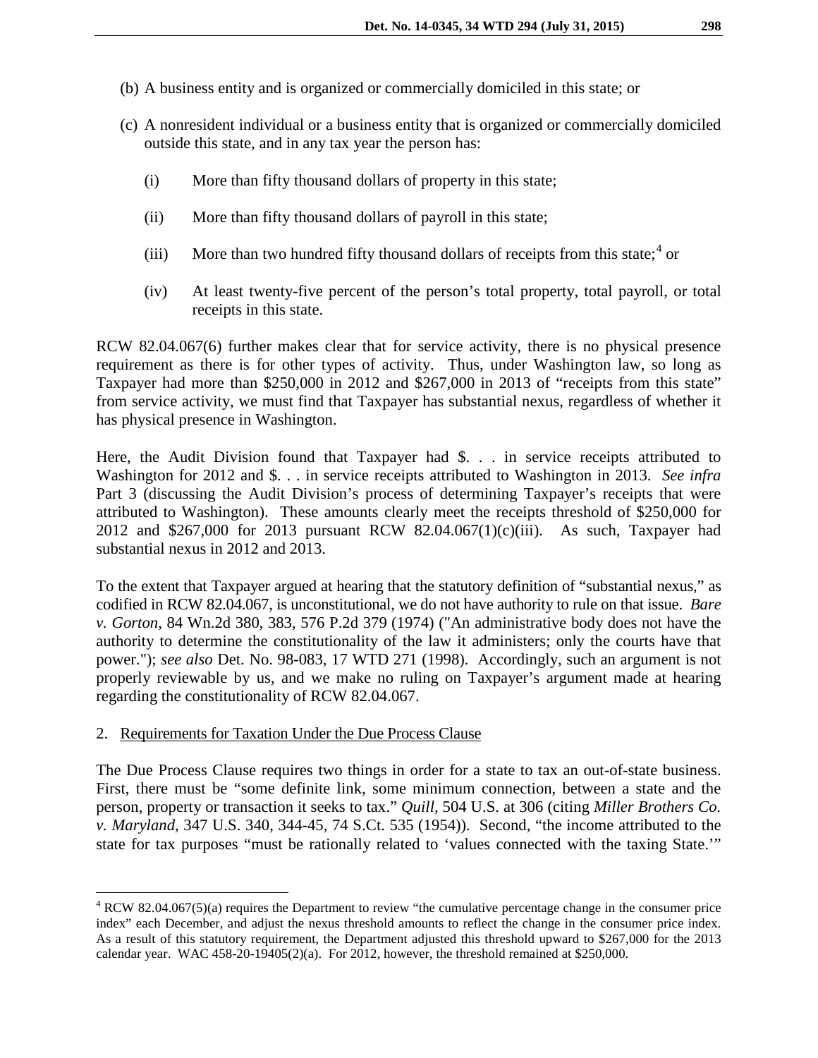(b) A business entity and is organized or commercially domiciled in this state; or

(c) A nonresident individual or a business entity that is organized or commercially domiciled outside this state, and in any tax year the person has:

   (i) More than fifty thousand dollars of property in this state;

   (ii) More than fifty thousand dollars of payroll in this state;

   (iii) More than two hundred fifty thousand dollars of receipts from this state;[4] or

   (iv) At least twenty-five percent of the person's total property, total payroll, or total receipts in this state.

RCW 82.04.067(6) further makes clear that for service activity, there is no physical presence requirement as there is for other types of activity. Thus, under Washington law, so long as Taxpayer had more than $250,000 in 2012 and $267,000 in 2013 of "receipts from this state" from service activity, we must find that Taxpayer has substantial nexus, regardless of whether it has physical presence in Washington.

Here, the Audit Division found that Taxpayer had $. . . in service receipts attributed to Washington for 2012 and $. . . in service receipts attributed to Washington in 2013. *See infra* Part 3 (discussing the Audit Division's process of determining Taxpayer's receipts that were attributed to Washington). These amounts clearly meet the receipts threshold of $250,000 for 2012 and $267,000 for 2013 pursuant RCW 82.04.067(1)(c)(iii). As such, Taxpayer had substantial nexus in 2012 and 2013.

To the extent that Taxpayer argued at hearing that the statutory definition of "substantial nexus," as codified in RCW 82.04.067, is unconstitutional, we do not have authority to rule on that issue. *Bare v. Gorton*, 84 Wn.2d 380, 383, 576 P.2d 379 (1974) ("An administrative body does not have the authority to determine the constitutionality of the law it administers; only the courts have that power."); *see also* Det. No. 98-083, 17 WTD 271 (1998). Accordingly, such an argument is not properly reviewable by us, and we make no ruling on Taxpayer's argument made at hearing regarding the constitutionality of RCW 82.04.067.

2. Requirements for Taxation Under the Due Process Clause

The Due Process Clause requires two things in order for a state to tax an out-of-state business. First, there must be "some definite link, some minimum connection, between a state and the person, property or transaction it seeks to tax." *Quill*, 504 U.S. at 306 (citing *Miller Brothers Co. v. Maryland*, 347 U.S. 340, 344-45, 74 S.Ct. 535 (1954)). Second, "the income attributed to the state for tax purposes "must be rationally related to 'values connected with the taxing State.'"

[4] RCW 82.04.067(5)(a) requires the Department to review "the cumulative percentage change in the consumer price index" each December, and adjust the nexus threshold amounts to reflect the change in the consumer price index. As a result of this statutory requirement, the Department adjusted this threshold upward to $267,000 for the 2013 calendar year. WAC 458-20-19405(2)(a). For 2012, however, the threshold remained at $250,000.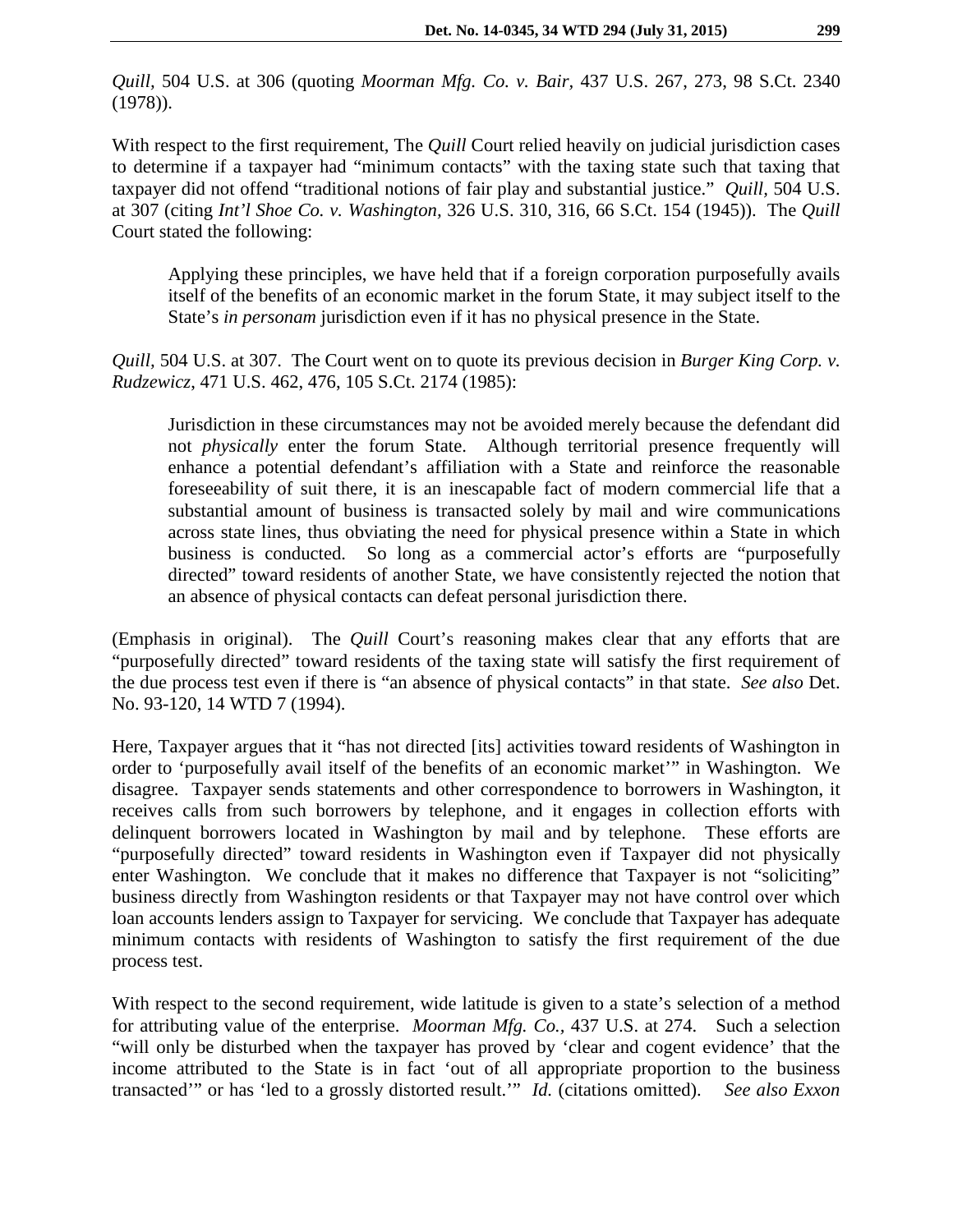*Quill*, 504 U.S. at 306 (quoting *Moorman Mfg. Co. v. Bair*, 437 U.S. 267, 273, 98 S.Ct. 2340 (1978)).

With respect to the first requirement, The *Quill* Court relied heavily on judicial jurisdiction cases to determine if a taxpayer had "minimum contacts" with the taxing state such that taxing that taxpayer did not offend "traditional notions of fair play and substantial justice." *Quill*, 504 U.S. at 307 (citing *Int'l Shoe Co. v. Washington*, 326 U.S. 310, 316, 66 S.Ct. 154 (1945)). The *Quill* Court stated the following:

> Applying these principles, we have held that if a foreign corporation purposefully avails itself of the benefits of an economic market in the forum State, it may subject itself to the State's *in personam* jurisdiction even if it has no physical presence in the State.

*Quill*, 504 U.S. at 307. The Court went on to quote its previous decision in *Burger King Corp. v. Rudzewicz*, 471 U.S. 462, 476, 105 S.Ct. 2174 (1985):

> Jurisdiction in these circumstances may not be avoided merely because the defendant did not *physically* enter the forum State. Although territorial presence frequently will enhance a potential defendant's affiliation with a State and reinforce the reasonable foreseeability of suit there, it is an inescapable fact of modern commercial life that a substantial amount of business is transacted solely by mail and wire communications across state lines, thus obviating the need for physical presence within a State in which business is conducted. So long as a commercial actor's efforts are "purposefully directed" toward residents of another State, we have consistently rejected the notion that an absence of physical contacts can defeat personal jurisdiction there.

(Emphasis in original). The *Quill* Court's reasoning makes clear that any efforts that are "purposefully directed" toward residents of the taxing state will satisfy the first requirement of the due process test even if there is "an absence of physical contacts" in that state. *See also* Det. No. 93-120, 14 WTD 7 (1994).

Here, Taxpayer argues that it "has not directed [its] activities toward residents of Washington in order to 'purposefully avail itself of the benefits of an economic market'" in Washington. We disagree. Taxpayer sends statements and other correspondence to borrowers in Washington, it receives calls from such borrowers by telephone, and it engages in collection efforts with delinquent borrowers located in Washington by mail and by telephone. These efforts are "purposefully directed" toward residents in Washington even if Taxpayer did not physically enter Washington. We conclude that it makes no difference that Taxpayer is not "soliciting" business directly from Washington residents or that Taxpayer may not have control over which loan accounts lenders assign to Taxpayer for servicing. We conclude that Taxpayer has adequate minimum contacts with residents of Washington to satisfy the first requirement of the due process test.

With respect to the second requirement, wide latitude is given to a state's selection of a method for attributing value of the enterprise. *Moorman Mfg. Co.*, 437 U.S. at 274. Such a selection "will only be disturbed when the taxpayer has proved by 'clear and cogent evidence' that the income attributed to the State is in fact 'out of all appropriate proportion to the business transacted'" or has 'led to a grossly distorted result.'" *Id.* (citations omitted). *See also Exxon*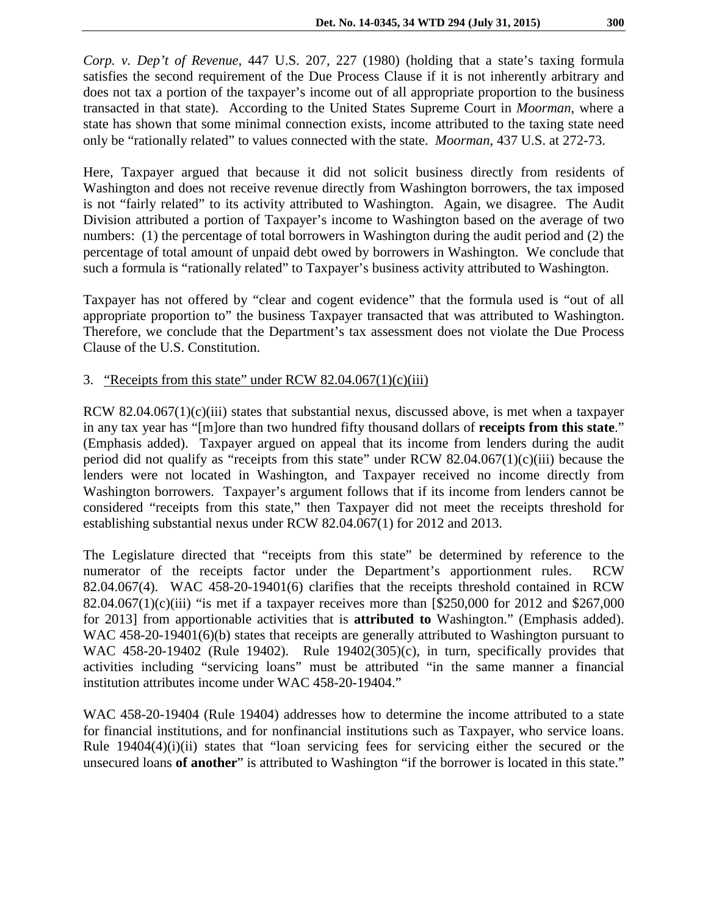*Corp. v. Dep't of Revenue*, 447 U.S. 207, 227 (1980) (holding that a state's taxing formula satisfies the second requirement of the Due Process Clause if it is not inherently arbitrary and does not tax a portion of the taxpayer's income out of all appropriate proportion to the business transacted in that state). According to the United States Supreme Court in *Moorman*, where a state has shown that some minimal connection exists, income attributed to the taxing state need only be "rationally related" to values connected with the state. *Moorman*, 437 U.S. at 272-73.

Here, Taxpayer argued that because it did not solicit business directly from residents of Washington and does not receive revenue directly from Washington borrowers, the tax imposed is not "fairly related" to its activity attributed to Washington. Again, we disagree. The Audit Division attributed a portion of Taxpayer's income to Washington based on the average of two numbers: (1) the percentage of total borrowers in Washington during the audit period and (2) the percentage of total amount of unpaid debt owed by borrowers in Washington. We conclude that such a formula is "rationally related" to Taxpayer's business activity attributed to Washington.

Taxpayer has not offered by "clear and cogent evidence" that the formula used is "out of all appropriate proportion to" the business Taxpayer transacted that was attributed to Washington. Therefore, we conclude that the Department's tax assessment does not violate the Due Process Clause of the U.S. Constitution.

3. "Receipts from this state" under RCW 82.04.067(1)(c)(iii)

RCW 82.04.067(1)(c)(iii) states that substantial nexus, discussed above, is met when a taxpayer in any tax year has "[m]ore than two hundred fifty thousand dollars of **receipts from this state**." (Emphasis added). Taxpayer argued on appeal that its income from lenders during the audit period did not qualify as "receipts from this state" under RCW 82.04.067(1)(c)(iii) because the lenders were not located in Washington, and Taxpayer received no income directly from Washington borrowers. Taxpayer's argument follows that if its income from lenders cannot be considered "receipts from this state," then Taxpayer did not meet the receipts threshold for establishing substantial nexus under RCW 82.04.067(1) for 2012 and 2013.

The Legislature directed that "receipts from this state" be determined by reference to the numerator of the receipts factor under the Department's apportionment rules. RCW 82.04.067(4). WAC 458-20-19401(6) clarifies that the receipts threshold contained in RCW 82.04.067(1)(c)(iii) "is met if a taxpayer receives more than [$250,000 for 2012 and $267,000 for 2013] from apportionable activities that is **attributed to** Washington." (Emphasis added). WAC 458-20-19401(6)(b) states that receipts are generally attributed to Washington pursuant to WAC 458-20-19402 (Rule 19402). Rule 19402(305)(c), in turn, specifically provides that activities including "servicing loans" must be attributed "in the same manner a financial institution attributes income under WAC 458-20-19404."

WAC 458-20-19404 (Rule 19404) addresses how to determine the income attributed to a state for financial institutions, and for nonfinancial institutions such as Taxpayer, who service loans. Rule 19404(4)(i)(ii) states that "loan servicing fees for servicing either the secured or the unsecured loans **of another**" is attributed to Washington "if the borrower is located in this state."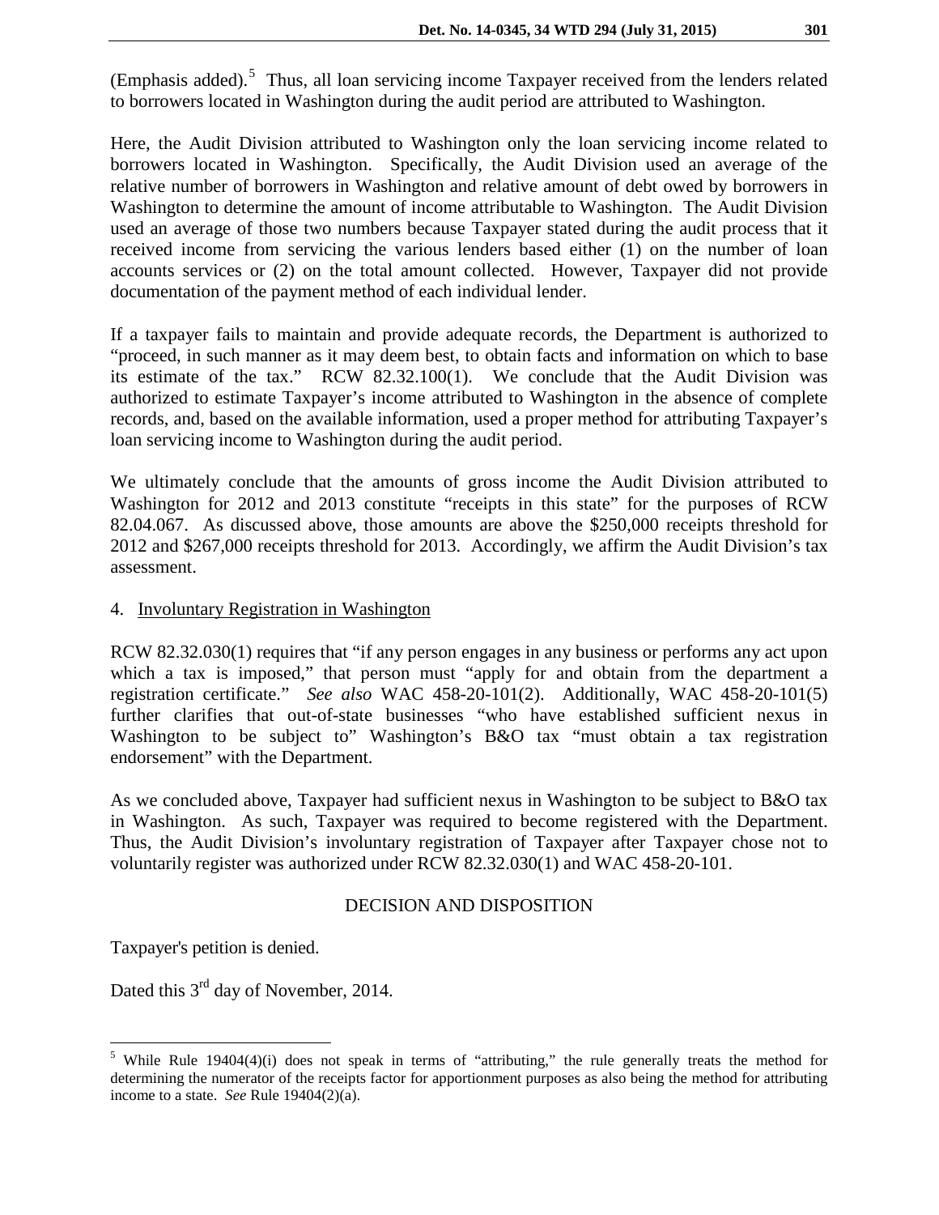(Emphasis added).[5] Thus, all loan servicing income Taxpayer received from the lenders related to borrowers located in Washington during the audit period are attributed to Washington.

Here, the Audit Division attributed to Washington only the loan servicing income related to borrowers located in Washington. Specifically, the Audit Division used an average of the relative number of borrowers in Washington and relative amount of debt owed by borrowers in Washington to determine the amount of income attributable to Washington. The Audit Division used an average of those two numbers because Taxpayer stated during the audit process that it received income from servicing the various lenders based either (1) on the number of loan accounts services or (2) on the total amount collected. However, Taxpayer did not provide documentation of the payment method of each individual lender.

If a taxpayer fails to maintain and provide adequate records, the Department is authorized to "proceed, in such manner as it may deem best, to obtain facts and information on which to base its estimate of the tax." RCW 82.32.100(1). We conclude that the Audit Division was authorized to estimate Taxpayer's income attributed to Washington in the absence of complete records, and, based on the available information, used a proper method for attributing Taxpayer's loan servicing income to Washington during the audit period.

We ultimately conclude that the amounts of gross income the Audit Division attributed to Washington for 2012 and 2013 constitute "receipts in this state" for the purposes of RCW 82.04.067. As discussed above, those amounts are above the $250,000 receipts threshold for 2012 and $267,000 receipts threshold for 2013. Accordingly, we affirm the Audit Division's tax assessment.

4. Involuntary Registration in Washington

RCW 82.32.030(1) requires that "if any person engages in any business or performs any act upon which a tax is imposed," that person must "apply for and obtain from the department a registration certificate." *See also* WAC 458-20-101(2). Additionally, WAC 458-20-101(5) further clarifies that out-of-state businesses "who have established sufficient nexus in Washington to be subject to" Washington's B&O tax "must obtain a tax registration endorsement" with the Department.

As we concluded above, Taxpayer had sufficient nexus in Washington to be subject to B&O tax in Washington. As such, Taxpayer was required to become registered with the Department. Thus, the Audit Division's involuntary registration of Taxpayer after Taxpayer chose not to voluntarily register was authorized under RCW 82.32.030(1) and WAC 458-20-101.

## DECISION AND DISPOSITION

Taxpayer's petition is denied.

Dated this 3rd day of November, 2014.

---

[5] While Rule 19404(4)(i) does not speak in terms of "attributing," the rule generally treats the method for determining the numerator of the receipts factor for apportionment purposes as also being the method for attributing income to a state. *See* Rule 19404(2)(a).